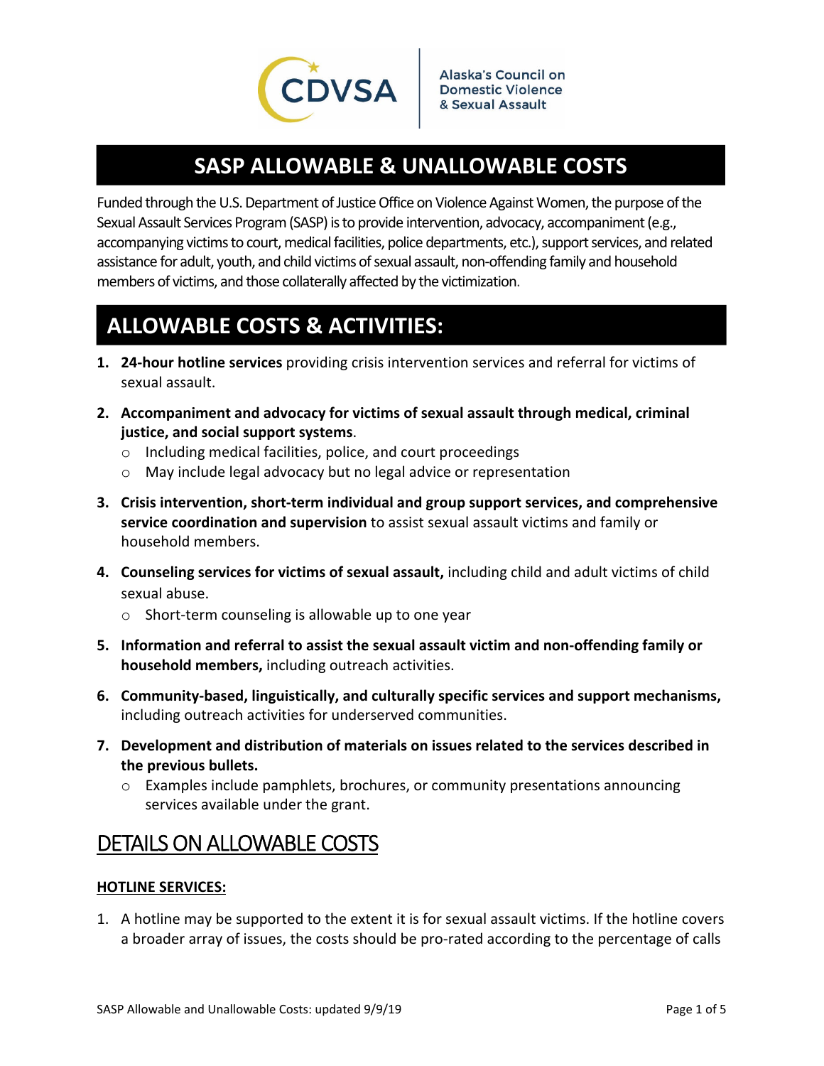CDVSA

Alaska's Council on Domestic Violence & Sexual Assault

# SASP ALLOWABLE & UNALLOWABLE COSTS

Funded through the U.S. Department of Justice Office on Violence Against Women, the purpose of the Sexual Assault Services Program (SASP) is to provide intervention, advocacy, accompaniment (e.g., accompanying victims to court, medical facilities, police departments, etc.), support services, and related assistance for adult, youth, and child victims of sexual assault, non-offending family and household members of victims, and those collaterally affected by the victimization.

## ALLOWABLE COSTS & ACTIVITIES:

1. **24-hour hotline services** providing crisis intervention services and referral for victims of sexual assault.
2. **Accompaniment and advocacy for victims of sexual assault through medical, criminal justice, and social support systems**.
   - Including medical facilities, police, and court proceedings
   - May include legal advocacy but no legal advice or representation
3. **Crisis intervention, short-term individual and group support services, and comprehensive service coordination and supervision** to assist sexual assault victims and family or household members.
4. **Counseling services for victims of sexual assault,** including child and adult victims of child sexual abuse.
   - Short-term counseling is allowable up to one year
5. **Information and referral to assist the sexual assault victim and non-offending family or household members,** including outreach activities.
6. **Community-based, linguistically, and culturally specific services and support mechanisms,** including outreach activities for underserved communities.
7. **Development and distribution of materials on issues related to the services described in the previous bullets.**
   - Examples include pamphlets, brochures, or community presentations announcing services available under the grant.

## DETAILS ON ALLOWABLE COSTS

### HOTLINE SERVICES:

1. A hotline may be supported to the extent it is for sexual assault victims. If the hotline covers a broader array of issues, the costs should be pro-rated according to the percentage of calls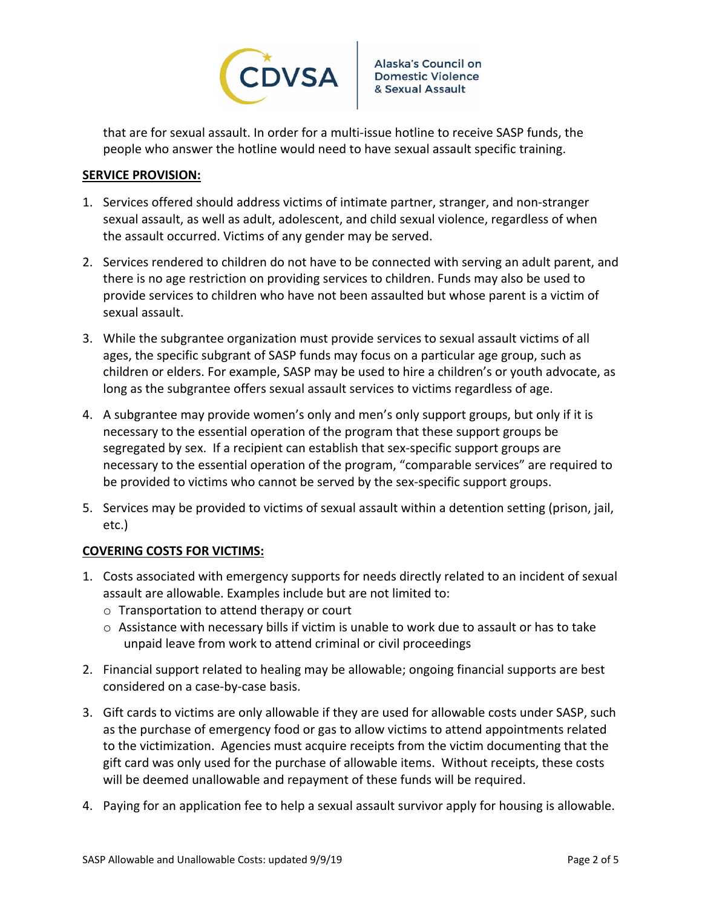that are for sexual assault. In order for a multi-issue hotline to receive SASP funds, the people who answer the hotline would need to have sexual assault specific training.

**SERVICE PROVISION:**

1. Services offered should address victims of intimate partner, stranger, and non-stranger sexual assault, as well as adult, adolescent, and child sexual violence, regardless of when the assault occurred. Victims of any gender may be served.
2. Services rendered to children do not have to be connected with serving an adult parent, and there is no age restriction on providing services to children. Funds may also be used to provide services to children who have not been assaulted but whose parent is a victim of sexual assault.
3. While the subgrantee organization must provide services to sexual assault victims of all ages, the specific subgrant of SASP funds may focus on a particular age group, such as children or elders. For example, SASP may be used to hire a children's or youth advocate, as long as the subgrantee offers sexual assault services to victims regardless of age.
4. A subgrantee may provide women's only and men's only support groups, but only if it is necessary to the essential operation of the program that these support groups be segregated by sex. If a recipient can establish that sex-specific support groups are necessary to the essential operation of the program, "comparable services" are required to be provided to victims who cannot be served by the sex-specific support groups.
5. Services may be provided to victims of sexual assault within a detention setting (prison, jail, etc.)

**COVERING COSTS FOR VICTIMS:**

1. Costs associated with emergency supports for needs directly related to an incident of sexual assault are allowable. Examples include but are not limited to:
   - Transportation to attend therapy or court
   - Assistance with necessary bills if victim is unable to work due to assault or has to take unpaid leave from work to attend criminal or civil proceedings
2. Financial support related to healing may be allowable; ongoing financial supports are best considered on a case-by-case basis.
3. Gift cards to victims are only allowable if they are used for allowable costs under SASP, such as the purchase of emergency food or gas to allow victims to attend appointments related to the victimization. Agencies must acquire receipts from the victim documenting that the gift card was only used for the purchase of allowable items. Without receipts, these costs will be deemed unallowable and repayment of these funds will be required.
4. Paying for an application fee to help a sexual assault survivor apply for housing is allowable.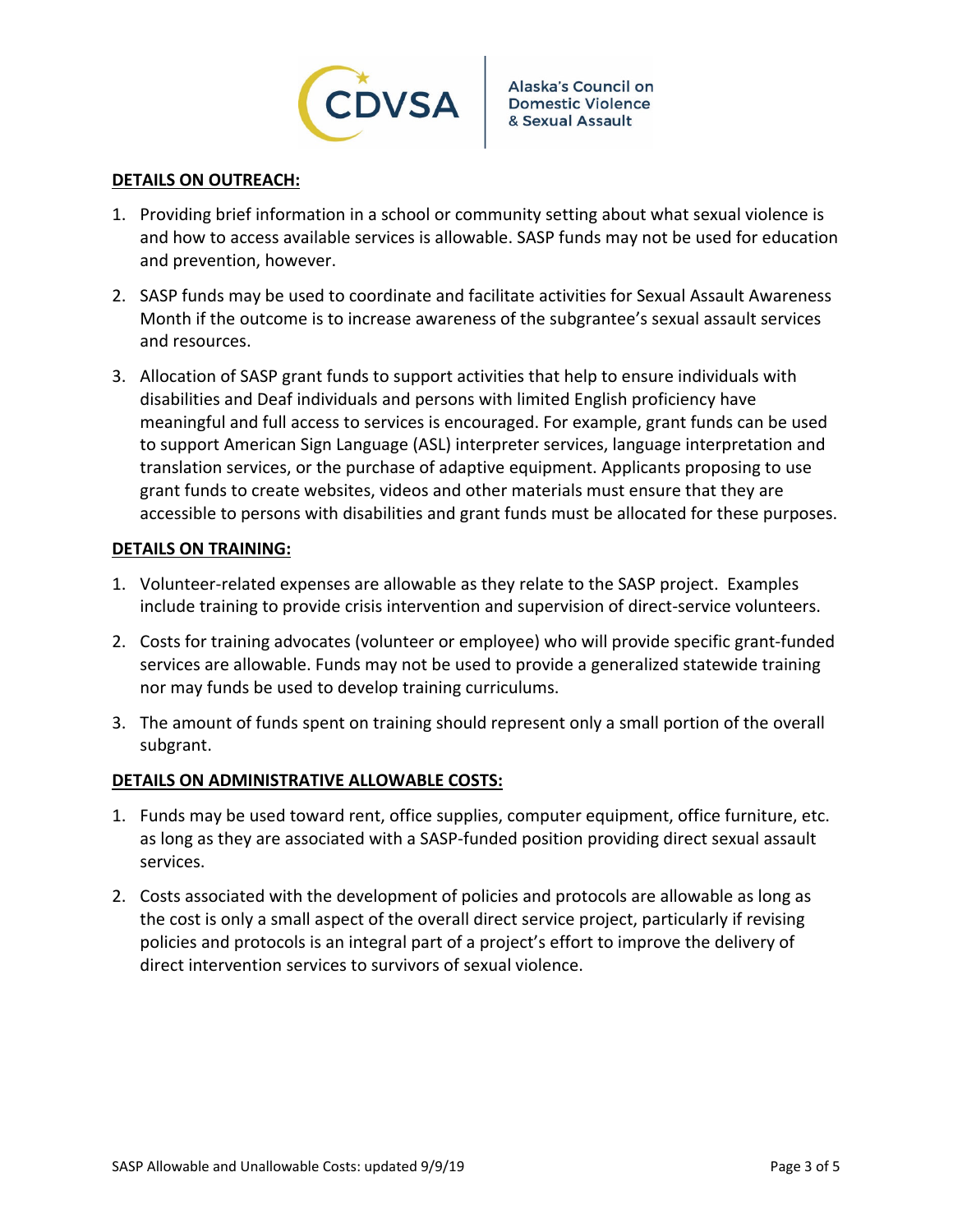**DETAILS ON OUTREACH:**

1. Providing brief information in a school or community setting about what sexual violence is and how to access available services is allowable. SASP funds may not be used for education and prevention, however.
2. SASP funds may be used to coordinate and facilitate activities for Sexual Assault Awareness Month if the outcome is to increase awareness of the subgrantee's sexual assault services and resources.
3. Allocation of SASP grant funds to support activities that help to ensure individuals with disabilities and Deaf individuals and persons with limited English proficiency have meaningful and full access to services is encouraged. For example, grant funds can be used to support American Sign Language (ASL) interpreter services, language interpretation and translation services, or the purchase of adaptive equipment. Applicants proposing to use grant funds to create websites, videos and other materials must ensure that they are accessible to persons with disabilities and grant funds must be allocated for these purposes.

**DETAILS ON TRAINING:**

1. Volunteer-related expenses are allowable as they relate to the SASP project. Examples include training to provide crisis intervention and supervision of direct-service volunteers.
2. Costs for training advocates (volunteer or employee) who will provide specific grant-funded services are allowable. Funds may not be used to provide a generalized statewide training nor may funds be used to develop training curriculums.
3. The amount of funds spent on training should represent only a small portion of the overall subgrant.

**DETAILS ON ADMINISTRATIVE ALLOWABLE COSTS:**

1. Funds may be used toward rent, office supplies, computer equipment, office furniture, etc. as long as they are associated with a SASP-funded position providing direct sexual assault services.
2. Costs associated with the development of policies and protocols are allowable as long as the cost is only a small aspect of the overall direct service project, particularly if revising policies and protocols is an integral part of a project's effort to improve the delivery of direct intervention services to survivors of sexual violence.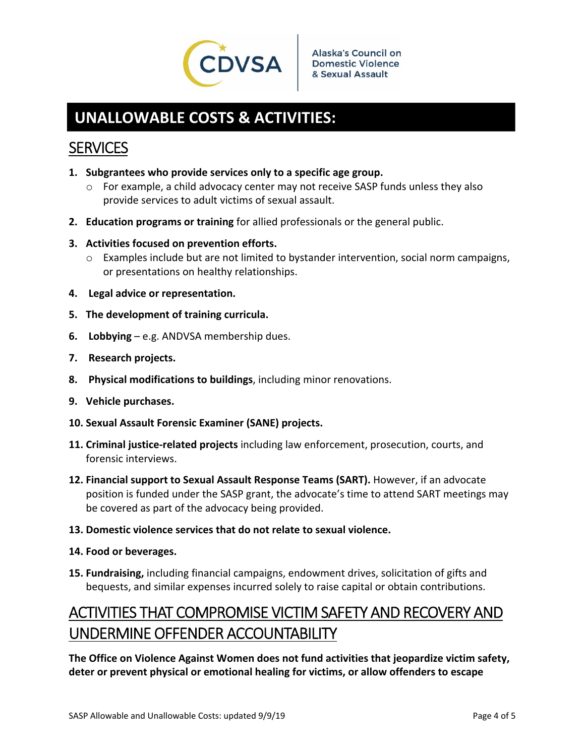# UNALLOWABLE COSTS & ACTIVITIES:

## SERVICES

1. **Subgrantees who provide services only to a specific age group.**
   - For example, a child advocacy center may not receive SASP funds unless they also provide services to adult victims of sexual assault.
2. **Education programs or training** for allied professionals or the general public.
3. **Activities focused on prevention efforts.**
   - Examples include but are not limited to bystander intervention, social norm campaigns, or presentations on healthy relationships.
4. **Legal advice or representation.**
5. **The development of training curricula.**
6. **Lobbying** – e.g. ANDVSA membership dues.
7. **Research projects.**
8. **Physical modifications to buildings**, including minor renovations.
9. **Vehicle purchases.**
10. **Sexual Assault Forensic Examiner (SANE) projects.**
11. **Criminal justice-related projects** including law enforcement, prosecution, courts, and forensic interviews.
12. **Financial support to Sexual Assault Response Teams (SART).** However, if an advocate position is funded under the SASP grant, the advocate's time to attend SART meetings may be covered as part of the advocacy being provided.
13. **Domestic violence services that do not relate to sexual violence.**
14. **Food or beverages.**
15. **Fundraising,** including financial campaigns, endowment drives, solicitation of gifts and bequests, and similar expenses incurred solely to raise capital or obtain contributions.

## ACTIVITIES THAT COMPROMISE VICTIM SAFETY AND RECOVERY AND UNDERMINE OFFENDER ACCOUNTABILITY

**The Office on Violence Against Women does not fund activities that jeopardize victim safety, deter or prevent physical or emotional healing for victims, or allow offenders to escape**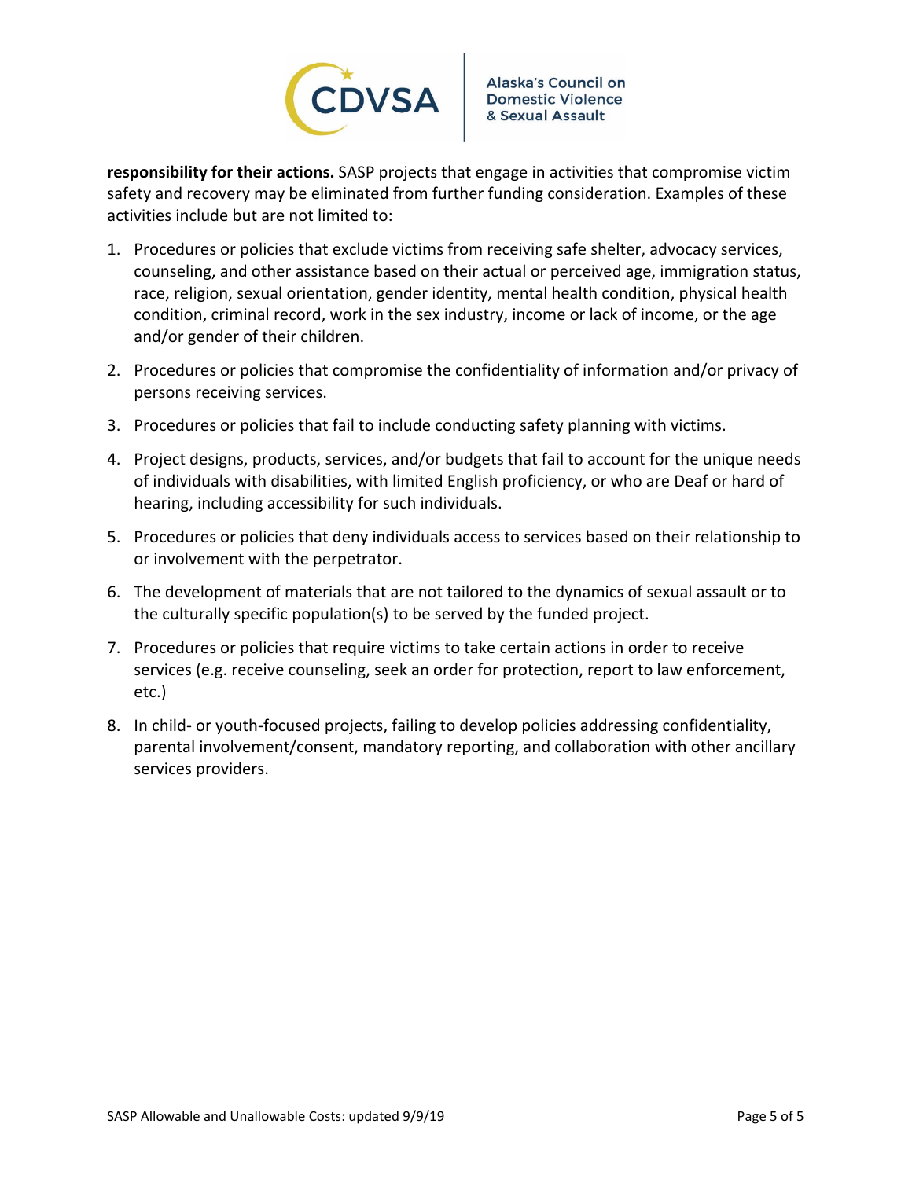**responsibility for their actions.** SASP projects that engage in activities that compromise victim safety and recovery may be eliminated from further funding consideration. Examples of these activities include but are not limited to:

1. Procedures or policies that exclude victims from receiving safe shelter, advocacy services, counseling, and other assistance based on their actual or perceived age, immigration status, race, religion, sexual orientation, gender identity, mental health condition, physical health condition, criminal record, work in the sex industry, income or lack of income, or the age and/or gender of their children.
2. Procedures or policies that compromise the confidentiality of information and/or privacy of persons receiving services.
3. Procedures or policies that fail to include conducting safety planning with victims.
4. Project designs, products, services, and/or budgets that fail to account for the unique needs of individuals with disabilities, with limited English proficiency, or who are Deaf or hard of hearing, including accessibility for such individuals.
5. Procedures or policies that deny individuals access to services based on their relationship to or involvement with the perpetrator.
6. The development of materials that are not tailored to the dynamics of sexual assault or to the culturally specific population(s) to be served by the funded project.
7. Procedures or policies that require victims to take certain actions in order to receive services (e.g. receive counseling, seek an order for protection, report to law enforcement, etc.)
8. In child- or youth-focused projects, failing to develop policies addressing confidentiality, parental involvement/consent, mandatory reporting, and collaboration with other ancillary services providers.